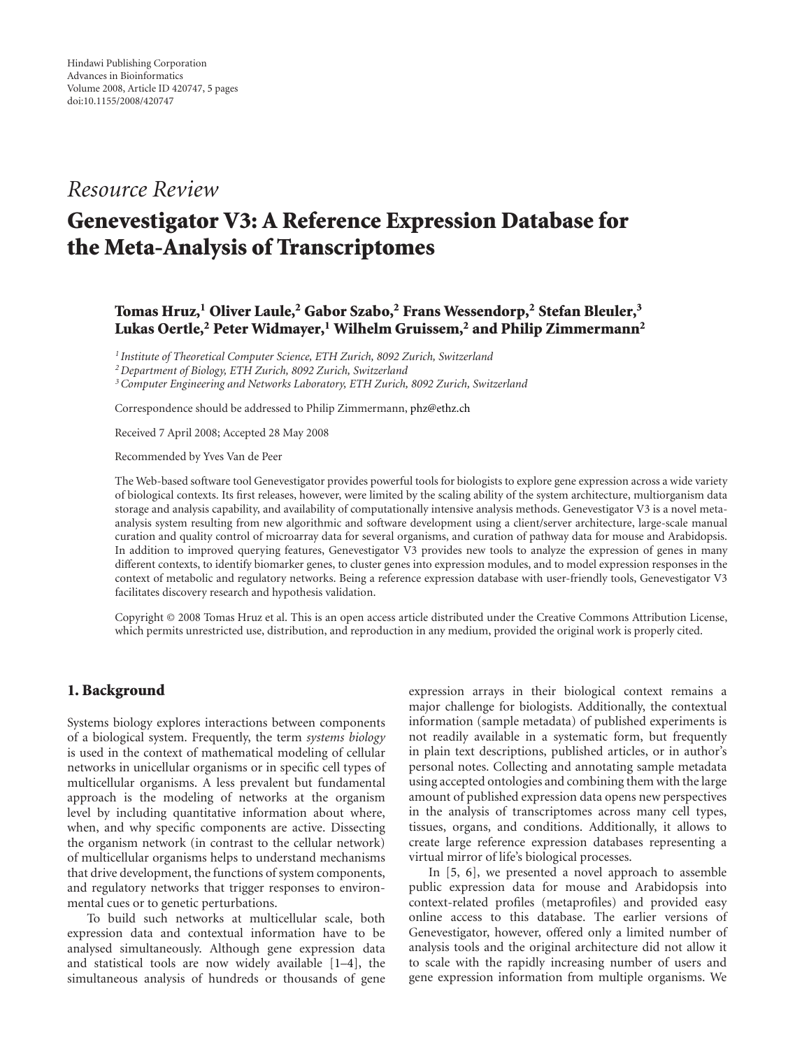Hindawi Publishing Corporation
Advances in Bioinformatics
Volume 2008, Article ID 420747, 5 pages
doi:10.1155/2008/420747

*Resource Review*

# Genevestigator V3: A Reference Expression Database for the Meta-Analysis of Transcriptomes

**Tomas Hruz,[1] Oliver Laule,[2] Gabor Szabo,[2] Frans Wessendorp,[2] Stefan Bleuler,[3] Lukas Oertle,[2] Peter Widmayer,[1] Wilhelm Gruissem,[2] and Philip Zimmermann[2]**

[1] *Institute of Theoretical Computer Science, ETH Zurich, 8092 Zurich, Switzerland*
[2] *Department of Biology, ETH Zurich, 8092 Zurich, Switzerland*
[3] *Computer Engineering and Networks Laboratory, ETH Zurich, 8092 Zurich, Switzerland*

Correspondence should be addressed to Philip Zimmermann, phz@ethz.ch

Received 7 April 2008; Accepted 28 May 2008

Recommended by Yves Van de Peer

The Web-based software tool Genevestigator provides powerful tools for biologists to explore gene expression across a wide variety of biological contexts. Its first releases, however, were limited by the scaling ability of the system architecture, multiorganism data storage and analysis capability, and availability of computationally intensive analysis methods. Genevestigator V3 is a novel meta-analysis system resulting from new algorithmic and software development using a client/server architecture, large-scale manual curation and quality control of microarray data for several organisms, and curation of pathway data for mouse and Arabidopsis. In addition to improved querying features, Genevestigator V3 provides new tools to analyze the expression of genes in many different contexts, to identify biomarker genes, to cluster genes into expression modules, and to model expression responses in the context of metabolic and regulatory networks. Being a reference expression database with user-friendly tools, Genevestigator V3 facilitates discovery research and hypothesis validation.

Copyright © 2008 Tomas Hruz et al. This is an open access article distributed under the Creative Commons Attribution License, which permits unrestricted use, distribution, and reproduction in any medium, provided the original work is properly cited.

## 1. Background

Systems biology explores interactions between components of a biological system. Frequently, the term *systems biology* is used in the context of mathematical modeling of cellular networks in unicellular organisms or in specific cell types of multicellular organisms. A less prevalent but fundamental approach is the modeling of networks at the organism level by including quantitative information about where, when, and why specific components are active. Dissecting the organism network (in contrast to the cellular network) of multicellular organisms helps to understand mechanisms that drive development, the functions of system components, and regulatory networks that trigger responses to environmental cues or to genetic perturbations.

To build such networks at multicellular scale, both expression data and contextual information have to be analysed simultaneously. Although gene expression data and statistical tools are now widely available [1–4], the simultaneous analysis of hundreds or thousands of gene expression arrays in their biological context remains a major challenge for biologists. Additionally, the contextual information (sample metadata) of published experiments is not readily available in a systematic form, but frequently in plain text descriptions, published articles, or in author's personal notes. Collecting and annotating sample metadata using accepted ontologies and combining them with the large amount of published expression data opens new perspectives in the analysis of transcriptomes across many cell types, tissues, organs, and conditions. Additionally, it allows to create large reference expression databases representing a virtual mirror of life's biological processes.

In [5, 6], we presented a novel approach to assemble public expression data for mouse and Arabidopsis into context-related profiles (metaprofiles) and provided easy online access to this database. The earlier versions of Genevestigator, however, offered only a limited number of analysis tools and the original architecture did not allow it to scale with the rapidly increasing number of users and gene expression information from multiple organisms. We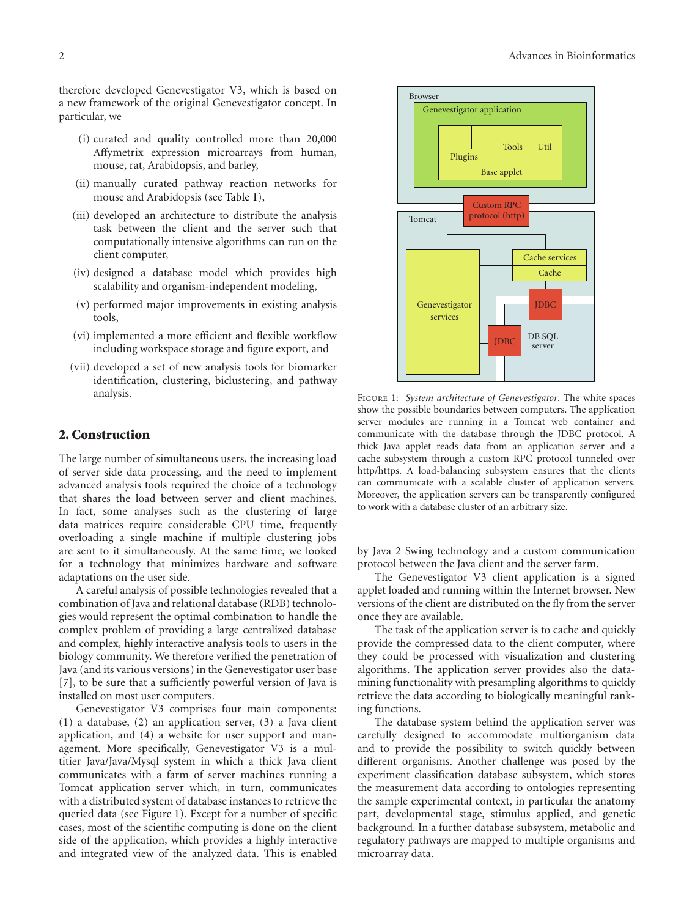therefore developed Genevestigator V3, which is based on a new framework of the original Genevestigator concept. In particular, we

- (i) curated and quality controlled more than 20,000 Affymetrix expression microarrays from human, mouse, rat, Arabidopsis, and barley,
- (ii) manually curated pathway reaction networks for mouse and Arabidopsis (see Table 1),
- (iii) developed an architecture to distribute the analysis task between the client and the server such that computationally intensive algorithms can run on the client computer,
- (iv) designed a database model which provides high scalability and organism-independent modeling,
- (v) performed major improvements in existing analysis tools,
- (vi) implemented a more efficient and flexible workflow including workspace storage and figure export, and
- (vii) developed a set of new analysis tools for biomarker identification, clustering, biclustering, and pathway analysis.

## 2. Construction

The large number of simultaneous users, the increasing load of server side data processing, and the need to implement advanced analysis tools required the choice of a technology that shares the load between server and client machines. In fact, some analyses such as the clustering of large data matrices require considerable CPU time, frequently overloading a single machine if multiple clustering jobs are sent to it simultaneously. At the same time, we looked for a technology that minimizes hardware and software adaptations on the user side.

A careful analysis of possible technologies revealed that a combination of Java and relational database (RDB) technologies would represent the optimal combination to handle the complex problem of providing a large centralized database and complex, highly interactive analysis tools to users in the biology community. We therefore verified the penetration of Java (and its various versions) in the Genevestigator user base [7], to be sure that a sufficiently powerful version of Java is installed on most user computers.

Genevestigator V3 comprises four main components: (1) a database, (2) an application server, (3) a Java client application, and (4) a website for user support and management. More specifically, Genevestigator V3 is a multitier Java/Java/Mysql system in which a thick Java client communicates with a farm of server machines running a Tomcat application server which, in turn, communicates with a distributed system of database instances to retrieve the queried data (see Figure 1). Except for a number of specific cases, most of the scientific computing is done on the client side of the application, which provides a highly interactive and integrated view of the analyzed data. This is enabled by Java 2 Swing technology and a custom communication protocol between the Java client and the server farm.

Figure 1: *System architecture of Genevestigator*. The white spaces show the possible boundaries between computers. The application server modules are running in a Tomcat web container and communicate with the database through the JDBC protocol. A thick Java applet reads data from an application server and a cache subsystem through a custom RPC protocol tunneled over http/https. A load-balancing subsystem ensures that the clients can communicate with a scalable cluster of application servers. Moreover, the application servers can be transparently configured to work with a database cluster of an arbitrary size.

The Genevestigator V3 client application is a signed applet loaded and running within the Internet browser. New versions of the client are distributed on the fly from the server once they are available.

The task of the application server is to cache and quickly provide the compressed data to the client computer, where they could be processed with visualization and clustering algorithms. The application server provides also the data-mining functionality with presampling algorithms to quickly retrieve the data according to biologically meaningful ranking functions.

The database system behind the application server was carefully designed to accommodate multiorganism data and to provide the possibility to switch quickly between different organisms. Another challenge was posed by the experiment classification database subsystem, which stores the measurement data according to ontologies representing the sample experimental context, in particular the anatomy part, developmental stage, stimulus applied, and genetic background. In a further database subsystem, metabolic and regulatory pathways are mapped to multiple organisms and microarray data.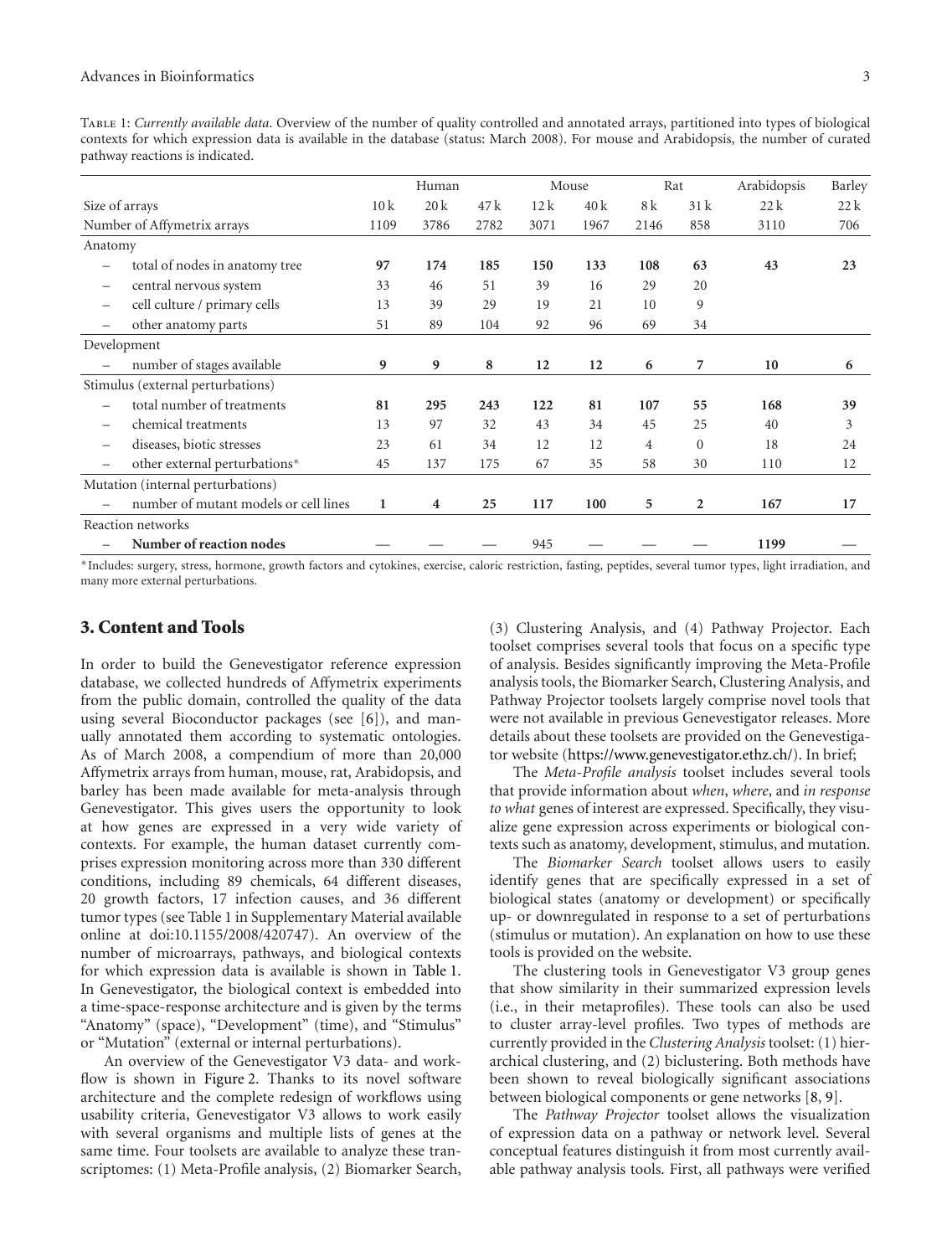Table 1: *Currently available data*. Overview of the number of quality controlled and annotated arrays, partitioned into types of biological contexts for which expression data is available in the database (status: March 2008). For mouse and Arabidopsis, the number of curated pathway reactions is indicated.

| | Human | | | Mouse | | Rat | | Arabidopsis | Barley |
|---|---|---|---|---|---|---|---|---|---|
| Size of arrays | 10 k | 20 k | 47 k | 12 k | 40 k | 8 k | 31 k | 22 k | 22 k |
| Number of Affymetrix arrays | 1109 | 3786 | 2782 | 3071 | 1967 | 2146 | 858 | 3110 | 706 |
| Anatomy | | | | | | | | | |
| – total of nodes in anatomy tree | **97** | **174** | **185** | **150** | **133** | **108** | **63** | **43** | **23** |
| – central nervous system | 33 | 46 | 51 | 39 | 16 | 29 | 20 | | |
| – cell culture / primary cells | 13 | 39 | 29 | 19 | 21 | 10 | 9 | | |
| – other anatomy parts | 51 | 89 | 104 | 92 | 96 | 69 | 34 | | |
| Development | | | | | | | | | |
| – number of stages available | **9** | **9** | **8** | **12** | **12** | **6** | **7** | **10** | **6** |
| Stimulus (external perturbations) | | | | | | | | | |
| – total number of treatments | **81** | **295** | **243** | **122** | **81** | **107** | **55** | **168** | **39** |
| – chemical treatments | 13 | 97 | 32 | 43 | 34 | 45 | 25 | 40 | 3 |
| – diseases, biotic stresses | 23 | 61 | 34 | 12 | 12 | 4 | 0 | 18 | 24 |
| – other external perturbations* | 45 | 137 | 175 | 67 | 35 | 58 | 30 | 110 | 12 |
| Mutation (internal perturbations) | | | | | | | | | |
| – number of mutant models or cell lines | **1** | **4** | **25** | **117** | **100** | **5** | **2** | **167** | **17** |
| Reaction networks | | | | | | | | | |
| – **Number of reaction nodes** | — | — | — | 945 | — | — | — | **1199** | — |

*Includes: surgery, stress, hormone, growth factors and cytokines, exercise, caloric restriction, fasting, peptides, several tumor types, light irradiation, and many more external perturbations.

## 3. Content and Tools

In order to build the Genevestigator reference expression database, we collected hundreds of Affymetrix experiments from the public domain, controlled the quality of the data using several Bioconductor packages (see [6]), and manually annotated them according to systematic ontologies. As of March 2008, a compendium of more than 20,000 Affymetrix arrays from human, mouse, rat, Arabidopsis, and barley has been made available for meta-analysis through Genevestigator. This gives users the opportunity to look at how genes are expressed in a very wide variety of contexts. For example, the human dataset currently comprises expression monitoring across more than 330 different conditions, including 89 chemicals, 64 different diseases, 20 growth factors, 17 infection causes, and 36 different tumor types (see Table 1 in Supplementary Material available online at doi:10.1155/2008/420747). An overview of the number of microarrays, pathways, and biological contexts for which expression data is available is shown in Table 1. In Genevestigator, the biological context is embedded into a time-space-response architecture and is given by the terms "Anatomy" (space), "Development" (time), and "Stimulus" or "Mutation" (external or internal perturbations).

An overview of the Genevestigator V3 data- and workflow is shown in Figure 2. Thanks to its novel software architecture and the complete redesign of workflows using usability criteria, Genevestigator V3 allows to work easily with several organisms and multiple lists of genes at the same time. Four toolsets are available to analyze these transcriptomes: (1) Meta-Profile analysis, (2) Biomarker Search, (3) Clustering Analysis, and (4) Pathway Projector. Each toolset comprises several tools that focus on a specific type of analysis. Besides significantly improving the Meta-Profile analysis tools, the Biomarker Search, Clustering Analysis, and Pathway Projector toolsets largely comprise novel tools that were not available in previous Genevestigator releases. More details about these toolsets are provided on the Genevestigator website (https://www.genevestigator.ethz.ch/). In brief;

The *Meta-Profile analysis* toolset includes several tools that provide information about *when*, *where*, and *in response to what* genes of interest are expressed. Specifically, they visualize gene expression across experiments or biological contexts such as anatomy, development, stimulus, and mutation.

The *Biomarker Search* toolset allows users to easily identify genes that are specifically expressed in a set of biological states (anatomy or development) or specifically up- or downregulated in response to a set of perturbations (stimulus or mutation). An explanation on how to use these tools is provided on the website.

The clustering tools in Genevestigator V3 group genes that show similarity in their summarized expression levels (i.e., in their metaprofiles). These tools can also be used to cluster array-level profiles. Two types of methods are currently provided in the *Clustering Analysis* toolset: (1) hierarchical clustering, and (2) biclustering. Both methods have been shown to reveal biologically significant associations between biological components or gene networks [8, 9].

The *Pathway Projector* toolset allows the visualization of expression data on a pathway or network level. Several conceptual features distinguish it from most currently available pathway analysis tools. First, all pathways were verified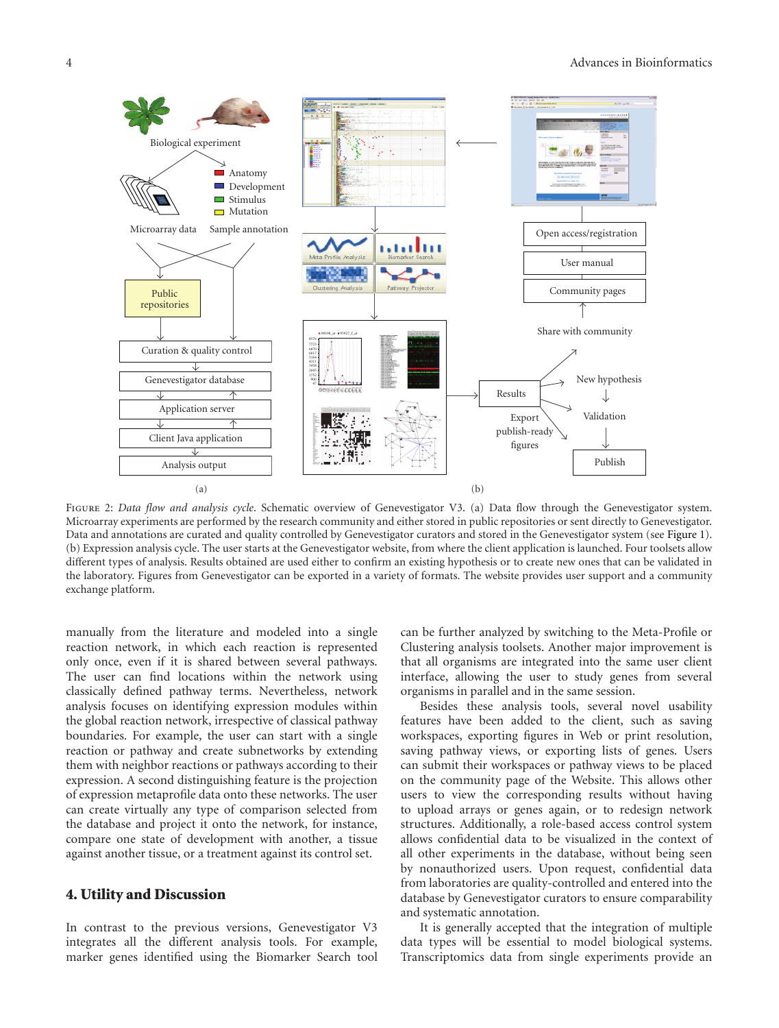Figure 2: *Data flow and analysis cycle*. Schematic overview of Genevestigator V3. (a) Data flow through the Genevestigator system. Microarray experiments are performed by the research community and either stored in public repositories or sent directly to Genevestigator. Data and annotations are curated and quality controlled by Genevestigator curators and stored in the Genevestigator system (see Figure 1). (b) Expression analysis cycle. The user starts at the Genevestigator website, from where the client application is launched. Four toolsets allow different types of analysis. Results obtained are used either to confirm an existing hypothesis or to create new ones that can be validated in the laboratory. Figures from Genevestigator can be exported in a variety of formats. The website provides user support and a community exchange platform.

manually from the literature and modeled into a single reaction network, in which each reaction is represented only once, even if it is shared between several pathways. The user can find locations within the network using classically defined pathway terms. Nevertheless, network analysis focuses on identifying expression modules within the global reaction network, irrespective of classical pathway boundaries. For example, the user can start with a single reaction or pathway and create subnetworks by extending them with neighbor reactions or pathways according to their expression. A second distinguishing feature is the projection of expression metaprofile data onto these networks. The user can create virtually any type of comparison selected from the database and project it onto the network, for instance, compare one state of development with another, a tissue against another tissue, or a treatment against its control set.

## 4. Utility and Discussion

In contrast to the previous versions, Genevestigator V3 integrates all the different analysis tools. For example, marker genes identified using the Biomarker Search tool can be further analyzed by switching to the Meta-Profile or Clustering analysis toolsets. Another major improvement is that all organisms are integrated into the same user client interface, allowing the user to study genes from several organisms in parallel and in the same session.

Besides these analysis tools, several novel usability features have been added to the client, such as saving workspaces, exporting figures in Web or print resolution, saving pathway views, or exporting lists of genes. Users can submit their workspaces or pathway views to be placed on the community page of the Website. This allows other users to view the corresponding results without having to upload arrays or genes again, or to redesign network structures. Additionally, a role-based access control system allows confidential data to be visualized in the context of all other experiments in the database, without being seen by nonauthorized users. Upon request, confidential data from laboratories are quality-controlled and entered into the database by Genevestigator curators to ensure comparability and systematic annotation.

It is generally accepted that the integration of multiple data types will be essential to model biological systems. Transcriptomics data from single experiments provide an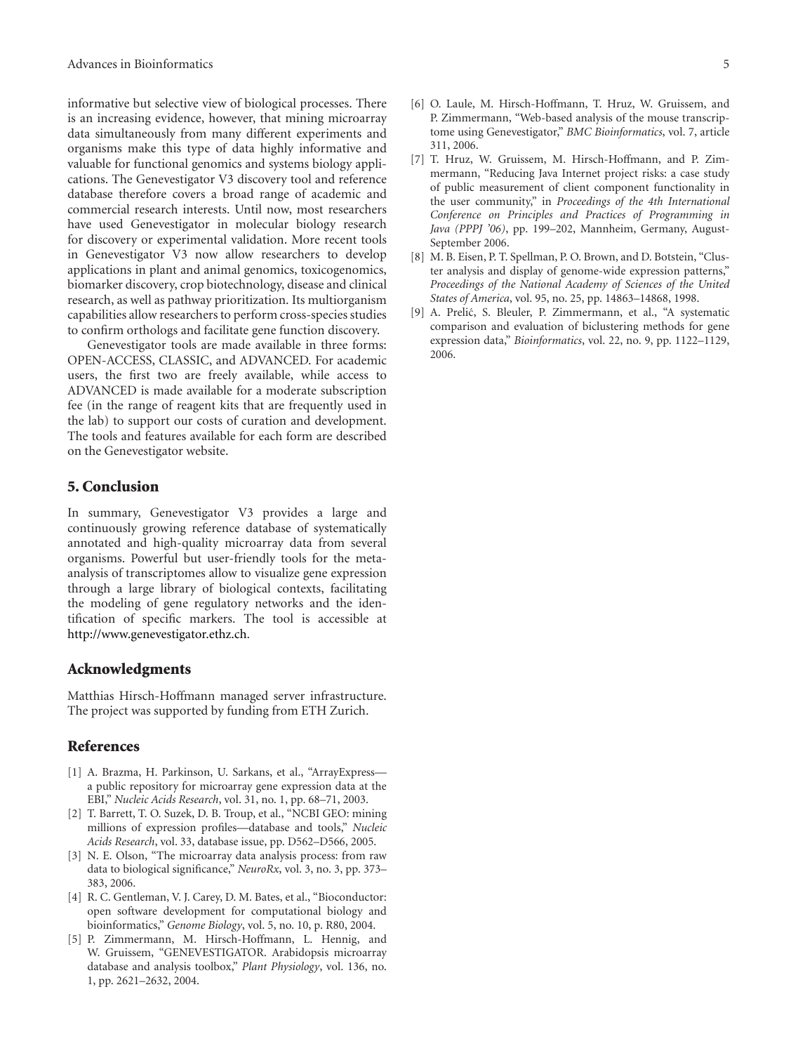informative but selective view of biological processes. There is an increasing evidence, however, that mining microarray data simultaneously from many different experiments and organisms make this type of data highly informative and valuable for functional genomics and systems biology applications. The Genevestigator V3 discovery tool and reference database therefore covers a broad range of academic and commercial research interests. Until now, most researchers have used Genevestigator in molecular biology research for discovery or experimental validation. More recent tools in Genevestigator V3 now allow researchers to develop applications in plant and animal genomics, toxicogenomics, biomarker discovery, crop biotechnology, disease and clinical research, as well as pathway prioritization. Its multiorganism capabilities allow researchers to perform cross-species studies to confirm orthologs and facilitate gene function discovery.

Genevestigator tools are made available in three forms: OPEN-ACCESS, CLASSIC, and ADVANCED. For academic users, the first two are freely available, while access to ADVANCED is made available for a moderate subscription fee (in the range of reagent kits that are frequently used in the lab) to support our costs of curation and development. The tools and features available for each form are described on the Genevestigator website.

## 5. Conclusion

In summary, Genevestigator V3 provides a large and continuously growing reference database of systematically annotated and high-quality microarray data from several organisms. Powerful but user-friendly tools for the meta-analysis of transcriptomes allow to visualize gene expression through a large library of biological contexts, facilitating the modeling of gene regulatory networks and the identification of specific markers. The tool is accessible at http://www.genevestigator.ethz.ch.

## Acknowledgments

Matthias Hirsch-Hoffmann managed server infrastructure. The project was supported by funding from ETH Zurich.

## References

[1] A. Brazma, H. Parkinson, U. Sarkans, et al., "ArrayExpress—a public repository for microarray gene expression data at the EBI," *Nucleic Acids Research*, vol. 31, no. 1, pp. 68–71, 2003.

[2] T. Barrett, T. O. Suzek, D. B. Troup, et al., "NCBI GEO: mining millions of expression profiles—database and tools," *Nucleic Acids Research*, vol. 33, database issue, pp. D562–D566, 2005.

[3] N. E. Olson, "The microarray data analysis process: from raw data to biological significance," *NeuroRx*, vol. 3, no. 3, pp. 373–383, 2006.

[4] R. C. Gentleman, V. J. Carey, D. M. Bates, et al., "Bioconductor: open software development for computational biology and bioinformatics," *Genome Biology*, vol. 5, no. 10, p. R80, 2004.

[5] P. Zimmermann, M. Hirsch-Hoffmann, L. Hennig, and W. Gruissem, "GENEVESTIGATOR. Arabidopsis microarray database and analysis toolbox," *Plant Physiology*, vol. 136, no. 1, pp. 2621–2632, 2004.

[6] O. Laule, M. Hirsch-Hoffmann, T. Hruz, W. Gruissem, and P. Zimmermann, "Web-based analysis of the mouse transcriptome using Genevestigator," *BMC Bioinformatics*, vol. 7, article 311, 2006.

[7] T. Hruz, W. Gruissem, M. Hirsch-Hoffmann, and P. Zimmermann, "Reducing Java Internet project risks: a case study of public measurement of client component functionality in the user community," in *Proceedings of the 4th International Conference on Principles and Practices of Programming in Java (PPPJ '06)*, pp. 199–202, Mannheim, Germany, August-September 2006.

[8] M. B. Eisen, P. T. Spellman, P. O. Brown, and D. Botstein, "Cluster analysis and display of genome-wide expression patterns," *Proceedings of the National Academy of Sciences of the United States of America*, vol. 95, no. 25, pp. 14863–14868, 1998.

[9] A. Prelić, S. Bleuler, P. Zimmermann, et al., "A systematic comparison and evaluation of biclustering methods for gene expression data," *Bioinformatics*, vol. 22, no. 9, pp. 1122–1129, 2006.